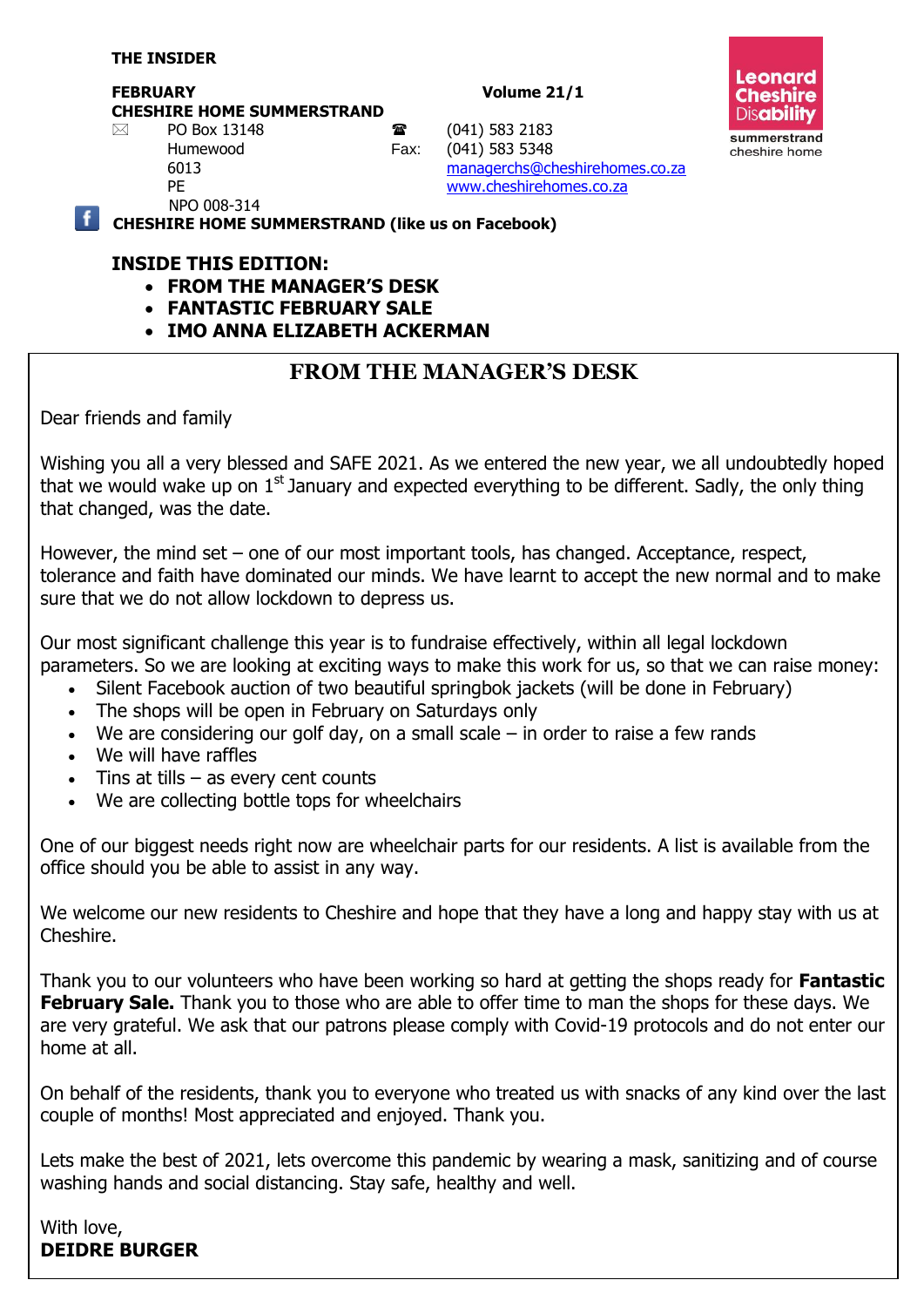**THE INSIDER**

**FEBRUARY** **Volume 21/1**

**CHESHIRE HOME SUMMERSTRAND**

PO Box 13148
Humewood
6013
PE
NPO 008-314

☎ (041) 583 2183
Fax: (041) 583 5348
managerchs@cheshirehomes.co.za
www.cheshirehomes.co.za

Leonard Cheshire Disability
summerstrand cheshire home

**CHESHIRE HOME SUMMERSTRAND (like us on Facebook)**

## INSIDE THIS EDITION:

- **FROM THE MANAGER'S DESK**
- **FANTASTIC FEBRUARY SALE**
- **IMO ANNA ELIZABETH ACKERMAN**

## FROM THE MANAGER'S DESK

Dear friends and family

Wishing you all a very blessed and SAFE 2021. As we entered the new year, we all undoubtedly hoped that we would wake up on 1st January and expected everything to be different. Sadly, the only thing that changed, was the date.

However, the mind set – one of our most important tools, has changed. Acceptance, respect, tolerance and faith have dominated our minds. We have learnt to accept the new normal and to make sure that we do not allow lockdown to depress us.

Our most significant challenge this year is to fundraise effectively, within all legal lockdown parameters. So we are looking at exciting ways to make this work for us, so that we can raise money:

- Silent Facebook auction of two beautiful springbok jackets (will be done in February)
- The shops will be open in February on Saturdays only
- We are considering our golf day, on a small scale – in order to raise a few rands
- We will have raffles
- Tins at tills – as every cent counts
- We are collecting bottle tops for wheelchairs

One of our biggest needs right now are wheelchair parts for our residents. A list is available from the office should you be able to assist in any way.

We welcome our new residents to Cheshire and hope that they have a long and happy stay with us at Cheshire.

Thank you to our volunteers who have been working so hard at getting the shops ready for **Fantastic February Sale.** Thank you to those who are able to offer time to man the shops for these days. We are very grateful. We ask that our patrons please comply with Covid-19 protocols and do not enter our home at all.

On behalf of the residents, thank you to everyone who treated us with snacks of any kind over the last couple of months! Most appreciated and enjoyed. Thank you.

Lets make the best of 2021, lets overcome this pandemic by wearing a mask, sanitizing and of course washing hands and social distancing. Stay safe, healthy and well.

With love,
**DEIDRE BURGER**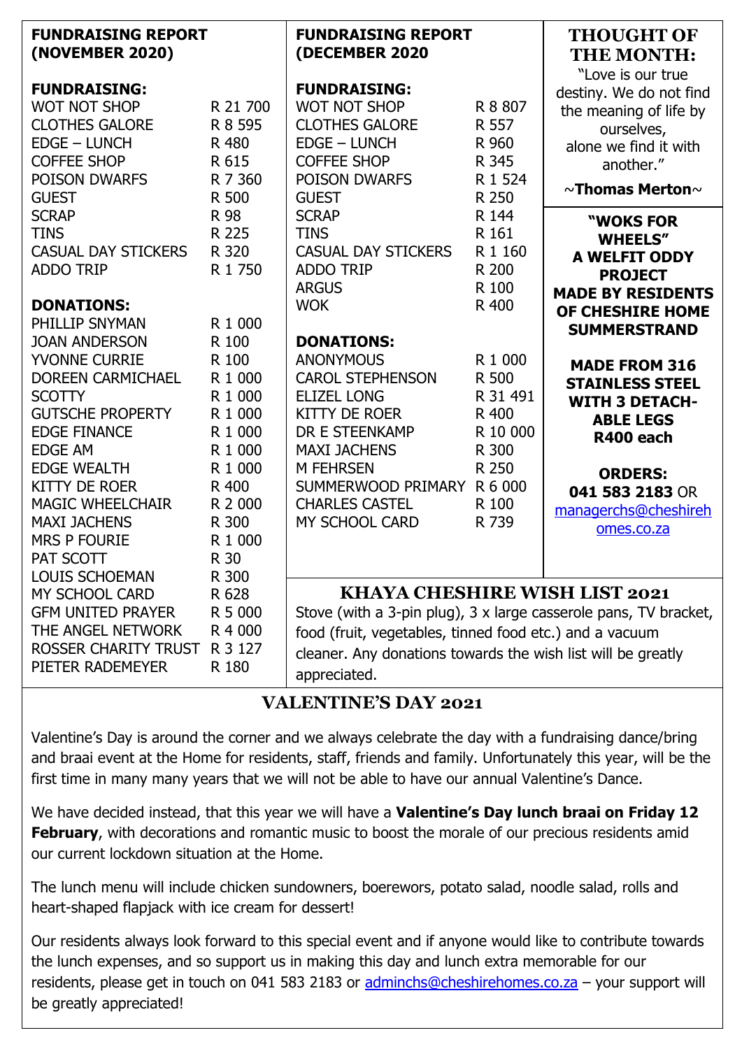## FUNDRAISING REPORT (NOVEMBER 2020)

**FUNDRAISING:**

| | |
|---|---|
| WOT NOT SHOP | R 21 700 |
| CLOTHES GALORE | R 8 595 |
| EDGE – LUNCH | R 480 |
| COFFEE SHOP | R 615 |
| POISON DWARFS | R 7 360 |
| GUEST | R 500 |
| SCRAP | R 98 |
| TINS | R 225 |
| CASUAL DAY STICKERS | R 320 |
| ADDO TRIP | R 1 750 |

**DONATIONS:**

| | |
|---|---|
| PHILLIP SNYMAN | R 1 000 |
| JOAN ANDERSON | R 100 |
| YVONNE CURRIE | R 100 |
| DOREEN CARMICHAEL | R 1 000 |
| SCOTTY | R 1 000 |
| GUTSCHE PROPERTY | R 1 000 |
| EDGE FINANCE | R 1 000 |
| EDGE AM | R 1 000 |
| EDGE WEALTH | R 1 000 |
| KITTY DE ROER | R 400 |
| MAGIC WHEELCHAIR | R 2 000 |
| MAXI JACHENS | R 300 |
| MRS P FOURIE | R 1 000 |
| PAT SCOTT | R 30 |
| LOUIS SCHOEMAN | R 300 |
| MY SCHOOL CARD | R 628 |
| GFM UNITED PRAYER | R 5 000 |
| THE ANGEL NETWORK | R 4 000 |
| ROSSER CHARITY TRUST | R 3 127 |
| PIETER RADEMEYER | R 180 |

## FUNDRAISING REPORT (DECEMBER 2020

**FUNDRAISING:**

| | |
|---|---|
| WOT NOT SHOP | R 8 807 |
| CLOTHES GALORE | R 557 |
| EDGE – LUNCH | R 960 |
| COFFEE SHOP | R 345 |
| POISON DWARFS | R 1 524 |
| GUEST | R 250 |
| SCRAP | R 144 |
| TINS | R 161 |
| CASUAL DAY STICKERS | R 1 160 |
| ADDO TRIP | R 200 |
| ARGUS | R 100 |
| WOK | R 400 |

**DONATIONS:**

| | |
|---|---|
| ANONYMOUS | R 1 000 |
| CAROL STEPHENSON | R 500 |
| ELIZEL LONG | R 31 491 |
| KITTY DE ROER | R 400 |
| DR E STEENKAMP | R 10 000 |
| MAXI JACHENS | R 300 |
| M FEHRSEN | R 250 |
| SUMMERWOOD PRIMARY | R 6 000 |
| CHARLES CASTEL | R 100 |
| MY SCHOOL CARD | R 739 |

## THOUGHT OF THE MONTH:

"Love is our true destiny. We do not find the meaning of life by ourselves, alone we find it with another."

~**Thomas Merton**~

**"WOKS FOR WHEELS" A WELFIT ODDY PROJECT MADE BY RESIDENTS OF CHESHIRE HOME SUMMERSTRAND**

**MADE FROM 316 STAINLESS STEEL WITH 3 DETACH-ABLE LEGS R400 each**

**ORDERS: 041 583 2183** OR managerchs@cheshirehomes.co.za

## KHAYA CHESHIRE WISH LIST 2021

Stove (with a 3-pin plug), 3 x large casserole pans, TV bracket, food (fruit, vegetables, tinned food etc.) and a vacuum cleaner. Any donations towards the wish list will be greatly appreciated.

## VALENTINE'S DAY 2021

Valentine's Day is around the corner and we always celebrate the day with a fundraising dance/bring and braai event at the Home for residents, staff, friends and family. Unfortunately this year, will be the first time in many many years that we will not be able to have our annual Valentine's Dance.

We have decided instead, that this year we will have a **Valentine's Day lunch braai on Friday 12 February**, with decorations and romantic music to boost the morale of our precious residents amid our current lockdown situation at the Home.

The lunch menu will include chicken sundowners, boerewors, potato salad, noodle salad, rolls and heart-shaped flapjack with ice cream for dessert!

Our residents always look forward to this special event and if anyone would like to contribute towards the lunch expenses, and so support us in making this day and lunch extra memorable for our residents, please get in touch on 041 583 2183 or adminchs@cheshirehomes.co.za – your support will be greatly appreciated!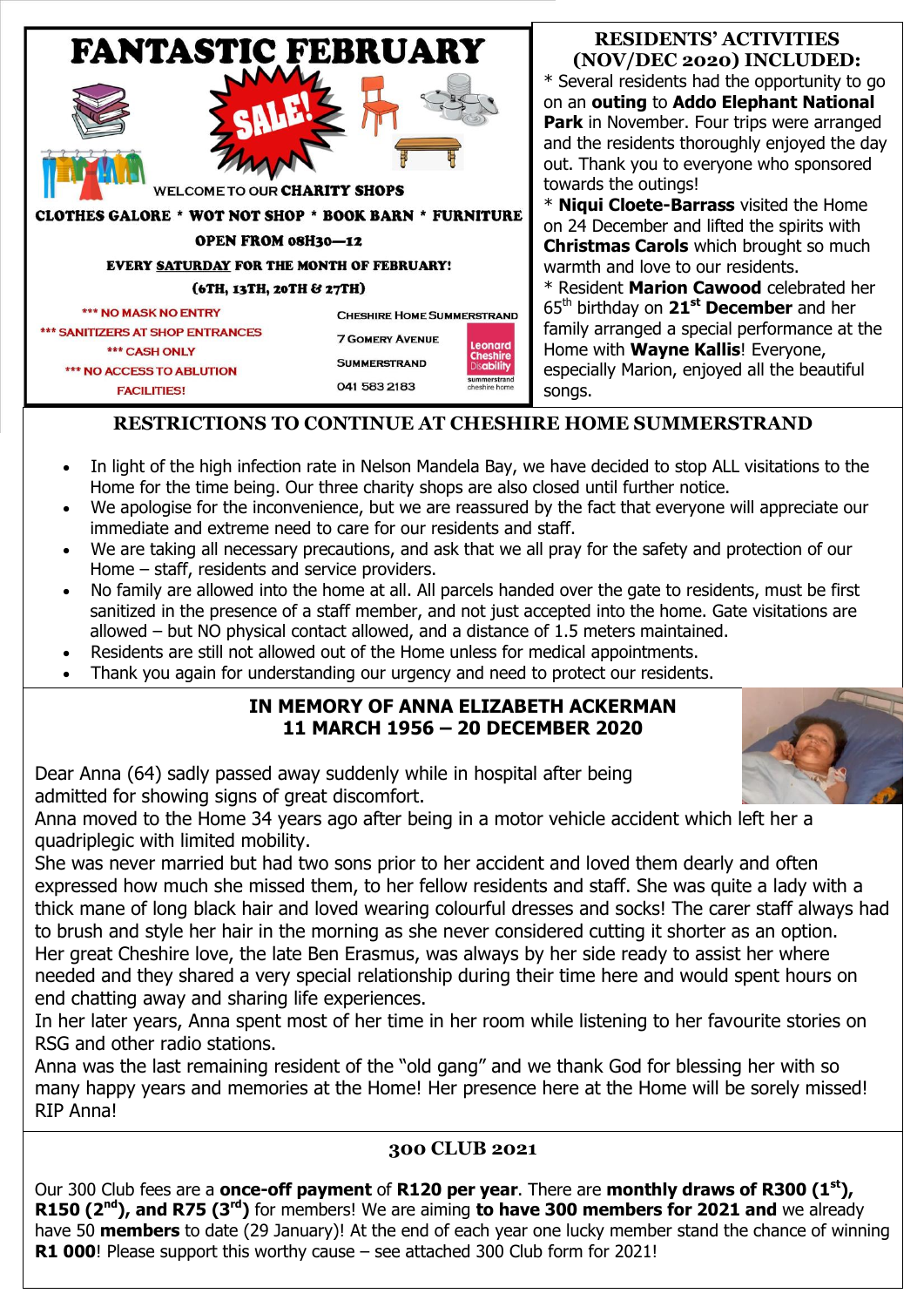# FANTASTIC FEBRUARY

SALE!

WELCOME TO OUR **CHARITY SHOPS**

**CLOTHES GALORE * WOT NOT SHOP * BOOK BARN * FURNITURE**

**OPEN FROM 08H30—12**

**EVERY SATURDAY FOR THE MONTH OF FEBRUARY!**

**(6TH, 13TH, 20TH & 27TH)**

*** NO MASK NO ENTRY
*** SANITIZERS AT SHOP ENTRANCES
*** CASH ONLY
*** NO ACCESS TO ABLUTION FACILITIES!

CHESHIRE HOME SUMMERSTRAND
7 GOMERY AVENUE
SUMMERSTRAND
041 583 2183

Leonard Cheshire Disability
summerstrand cheshire home

## RESIDENTS' ACTIVITIES (NOV/DEC 2020) INCLUDED:

* Several residents had the opportunity to go on an **outing** to **Addo Elephant National Park** in November. Four trips were arranged and the residents thoroughly enjoyed the day out. Thank you to everyone who sponsored towards the outings!
* **Niqui Cloete-Barrass** visited the Home on 24 December and lifted the spirits with **Christmas Carols** which brought so much warmth and love to our residents.
* Resident **Marion Cawood** celebrated her 65th birthday on **21st December** and her family arranged a special performance at the Home with **Wayne Kallis**! Everyone, especially Marion, enjoyed all the beautiful songs.

## RESTRICTIONS TO CONTINUE AT CHESHIRE HOME SUMMERSTRAND

- In light of the high infection rate in Nelson Mandela Bay, we have decided to stop ALL visitations to the Home for the time being. Our three charity shops are also closed until further notice.
- We apologise for the inconvenience, but we are reassured by the fact that everyone will appreciate our immediate and extreme need to care for our residents and staff.
- We are taking all necessary precautions, and ask that we all pray for the safety and protection of our Home – staff, residents and service providers.
- No family are allowed into the home at all. All parcels handed over the gate to residents, must be first sanitized in the presence of a staff member, and not just accepted into the home. Gate visitations are allowed – but NO physical contact allowed, and a distance of 1.5 meters maintained.
- Residents are still not allowed out of the Home unless for medical appointments.
- Thank you again for understanding our urgency and need to protect our residents.

## IN MEMORY OF ANNA ELIZABETH ACKERMAN
## 11 MARCH 1956 – 20 DECEMBER 2020

Dear Anna (64) sadly passed away suddenly while in hospital after being admitted for showing signs of great discomfort.
Anna moved to the Home 34 years ago after being in a motor vehicle accident which left her a quadriplegic with limited mobility.
She was never married but had two sons prior to her accident and loved them dearly and often expressed how much she missed them, to her fellow residents and staff. She was quite a lady with a thick mane of long black hair and loved wearing colourful dresses and socks! The carer staff always had to brush and style her hair in the morning as she never considered cutting it shorter as an option.
Her great Cheshire love, the late Ben Erasmus, was always by her side ready to assist her where needed and they shared a very special relationship during their time here and would spent hours on end chatting away and sharing life experiences.
In her later years, Anna spent most of her time in her room while listening to her favourite stories on RSG and other radio stations.
Anna was the last remaining resident of the "old gang" and we thank God for blessing her with so many happy years and memories at the Home! Her presence here at the Home will be sorely missed! RIP Anna!

## 300 CLUB 2021

Our 300 Club fees are a **once-off payment** of **R120 per year**. There are **monthly draws of R300 (1st), R150 (2nd), and R75 (3rd)** for members! We are aiming **to have 300 members for 2021 and** we already have 50 **members** to date (29 January)! At the end of each year one lucky member stand the chance of winning **R1 000**! Please support this worthy cause – see attached 300 Club form for 2021!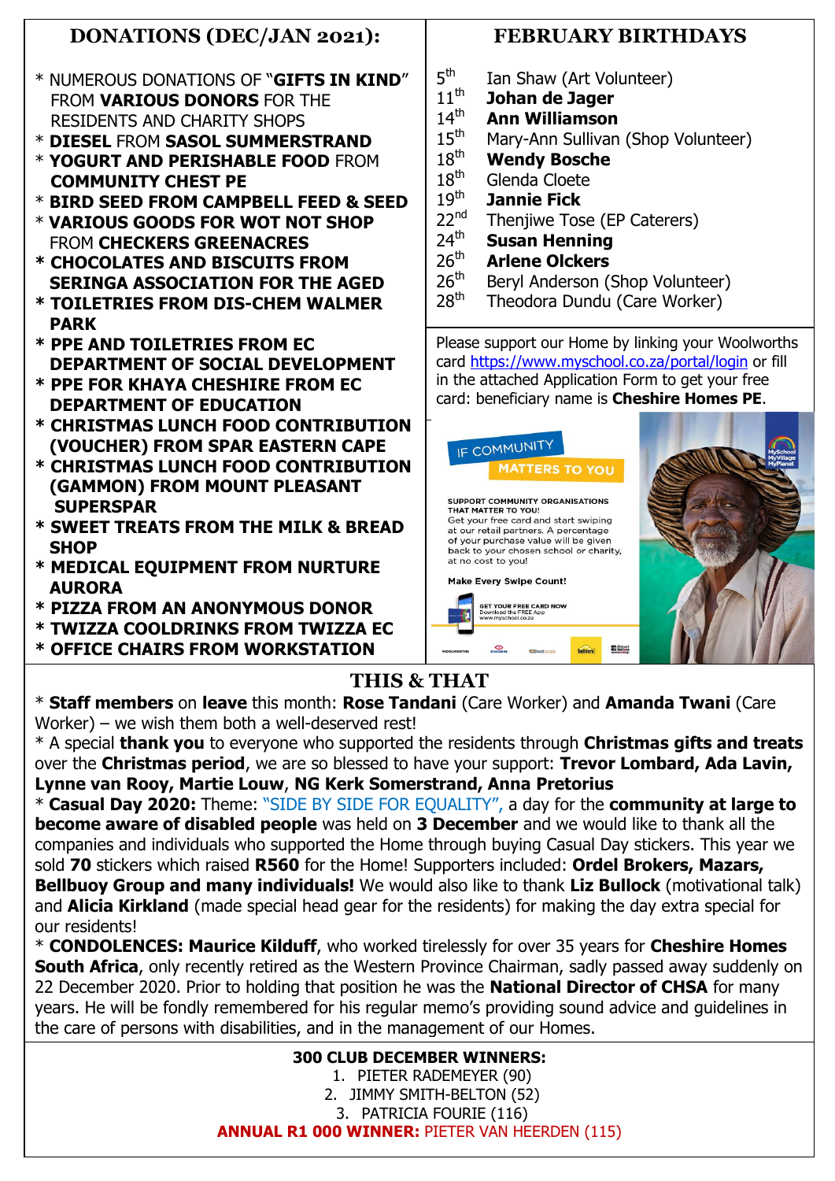## DONATIONS (DEC/JAN 2021):

- NUMEROUS DONATIONS OF "**GIFTS IN KIND**" FROM **VARIOUS DONORS** FOR THE RESIDENTS AND CHARITY SHOPS
- **DIESEL** FROM **SASOL SUMMERSTRAND**
- **YOGURT AND PERISHABLE FOOD** FROM **COMMUNITY CHEST PE**
- **BIRD SEED FROM CAMPBELL FEED & SEED**
- **VARIOUS GOODS FOR WOT NOT SHOP** FROM **CHECKERS GREENACRES**
- **CHOCOLATES AND BISCUITS FROM SERINGA ASSOCIATION FOR THE AGED**
- **TOILETRIES FROM DIS-CHEM WALMER PARK**
- **PPE AND TOILETRIES FROM EC DEPARTMENT OF SOCIAL DEVELOPMENT**
- **PPE FOR KHAYA CHESHIRE FROM EC DEPARTMENT OF EDUCATION**
- **CHRISTMAS LUNCH FOOD CONTRIBUTION (VOUCHER) FROM SPAR EASTERN CAPE**
- **CHRISTMAS LUNCH FOOD CONTRIBUTION (GAMMON) FROM MOUNT PLEASANT SUPERSPAR**
- **SWEET TREATS FROM THE MILK & BREAD SHOP**
- **MEDICAL EQUIPMENT FROM NURTURE AURORA**
- **PIZZA FROM AN ANONYMOUS DONOR**
- **TWIZZA COOLDRINKS FROM TWIZZA EC**
- **OFFICE CHAIRS FROM WORKSTATION**

## FEBRUARY BIRTHDAYS

| | |
|---|---|
| 5th | Ian Shaw (Art Volunteer) |
| 11th | **Johan de Jager** |
| 14th | **Ann Williamson** |
| 15th | Mary-Ann Sullivan (Shop Volunteer) |
| 18th | **Wendy Bosche** |
| 18th | Glenda Cloete |
| 19th | **Jannie Fick** |
| 22nd | Thenjiwe Tose (EP Caterers) |
| 24th | **Susan Henning** |
| 26th | **Arlene Olckers** |
| 26th | Beryl Anderson (Shop Volunteer) |
| 28th | Theodora Dundu (Care Worker) |

Please support our Home by linking your Woolworths card https://www.myschool.co.za/portal/login or fill in the attached Application Form to get your free card: beneficiary name is **Cheshire Homes PE**.

IF COMMUNITY MATTERS TO YOU

SUPPORT COMMUNITY ORGANISATIONS THAT MATTER TO YOU!
Get your free card and start swiping at our retail partners. A percentage of your purchase value will be given back to your chosen school or charity, at no cost to you!

Make Every Swipe Count!

GET YOUR FREE CARD NOW
Download the FREE App
www.myschool.co.za

## THIS & THAT

- **Staff members** on **leave** this month: **Rose Tandani** (Care Worker) and **Amanda Twani** (Care Worker) – we wish them both a well-deserved rest!
- A special **thank you** to everyone who supported the residents through **Christmas gifts and treats** over the **Christmas period**, we are so blessed to have your support: **Trevor Lombard, Ada Lavin, Lynne van Rooy, Martie Louw**, **NG Kerk Somerstrand, Anna Pretorius**
- **Casual Day 2020:** Theme: "SIDE BY SIDE FOR EQUALITY", a day for the **community at large to become aware of disabled people** was held on **3 December** and we would like to thank all the companies and individuals who supported the Home through buying Casual Day stickers. This year we sold **70** stickers which raised **R560** for the Home! Supporters included: **Ordel Brokers, Mazars, Bellbuoy Group and many individuals!** We would also like to thank **Liz Bullock** (motivational talk) and **Alicia Kirkland** (made special head gear for the residents) for making the day extra special for our residents!
- **CONDOLENCES: Maurice Kilduff**, who worked tirelessly for over 35 years for **Cheshire Homes South Africa**, only recently retired as the Western Province Chairman, sadly passed away suddenly on 22 December 2020. Prior to holding that position he was the **National Director of CHSA** for many years. He will be fondly remembered for his regular memo's providing sound advice and guidelines in the care of persons with disabilities, and in the management of our Homes.

**300 CLUB DECEMBER WINNERS:**

1. PIETER RADEMEYER (90)
2. JIMMY SMITH-BELTON (52)
3. PATRICIA FOURIE (116)

**ANNUAL R1 000 WINNER:** PIETER VAN HEERDEN (115)